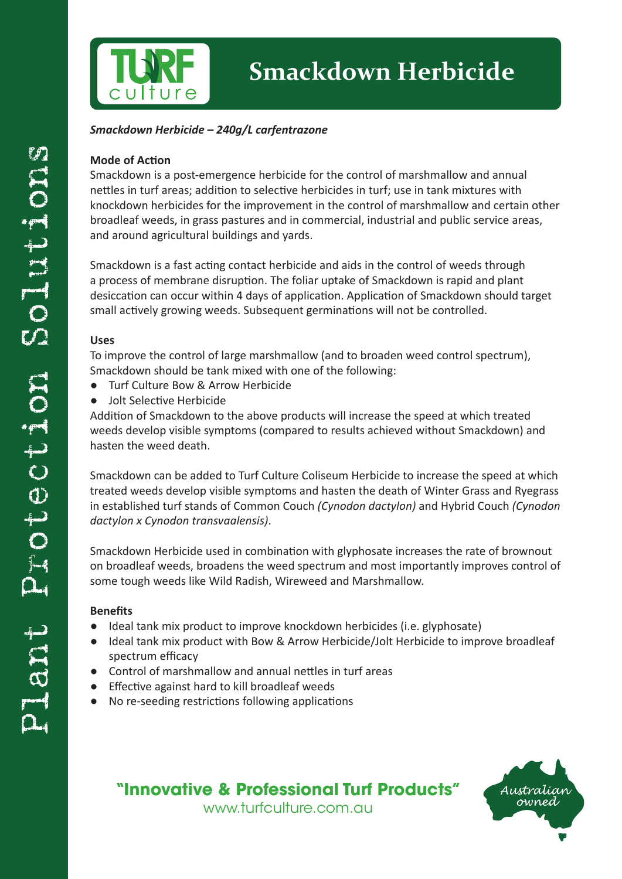# Smackdown Herbicide

***Smackdown Herbicide – 240g/L carfentrazone***

**Mode of Action**

Smackdown is a post-emergence herbicide for the control of marshmallow and annual nettles in turf areas; addition to selective herbicides in turf; use in tank mixtures with knockdown herbicides for the improvement in the control of marshmallow and certain other broadleaf weeds, in grass pastures and in commercial, industrial and public service areas, and around agricultural buildings and yards.

Smackdown is a fast acting contact herbicide and aids in the control of weeds through a process of membrane disruption. The foliar uptake of Smackdown is rapid and plant desiccation can occur within 4 days of application. Application of Smackdown should target small actively growing weeds. Subsequent germinations will not be controlled.

**Uses**

To improve the control of large marshmallow (and to broaden weed control spectrum), Smackdown should be tank mixed with one of the following:

- Turf Culture Bow & Arrow Herbicide
- Jolt Selective Herbicide

Addition of Smackdown to the above products will increase the speed at which treated weeds develop visible symptoms (compared to results achieved without Smackdown) and hasten the weed death.

Smackdown can be added to Turf Culture Coliseum Herbicide to increase the speed at which treated weeds develop visible symptoms and hasten the death of Winter Grass and Ryegrass in established turf stands of Common Couch *(Cynodon dactylon)* and Hybrid Couch *(Cynodon dactylon x Cynodon transvaalensis)*.

Smackdown Herbicide used in combination with glyphosate increases the rate of brownout on broadleaf weeds, broadens the weed spectrum and most importantly improves control of some tough weeds like Wild Radish, Wireweed and Marshmallow.

**Benefits**

- Ideal tank mix product to improve knockdown herbicides (i.e. glyphosate)
- Ideal tank mix product with Bow & Arrow Herbicide/Jolt Herbicide to improve broadleaf spectrum efficacy
- Control of marshmallow and annual nettles in turf areas
- Effective against hard to kill broadleaf weeds
- No re-seeding restrictions following applications

**"Innovative & Professional Turf Products"**
www.turfculture.com.au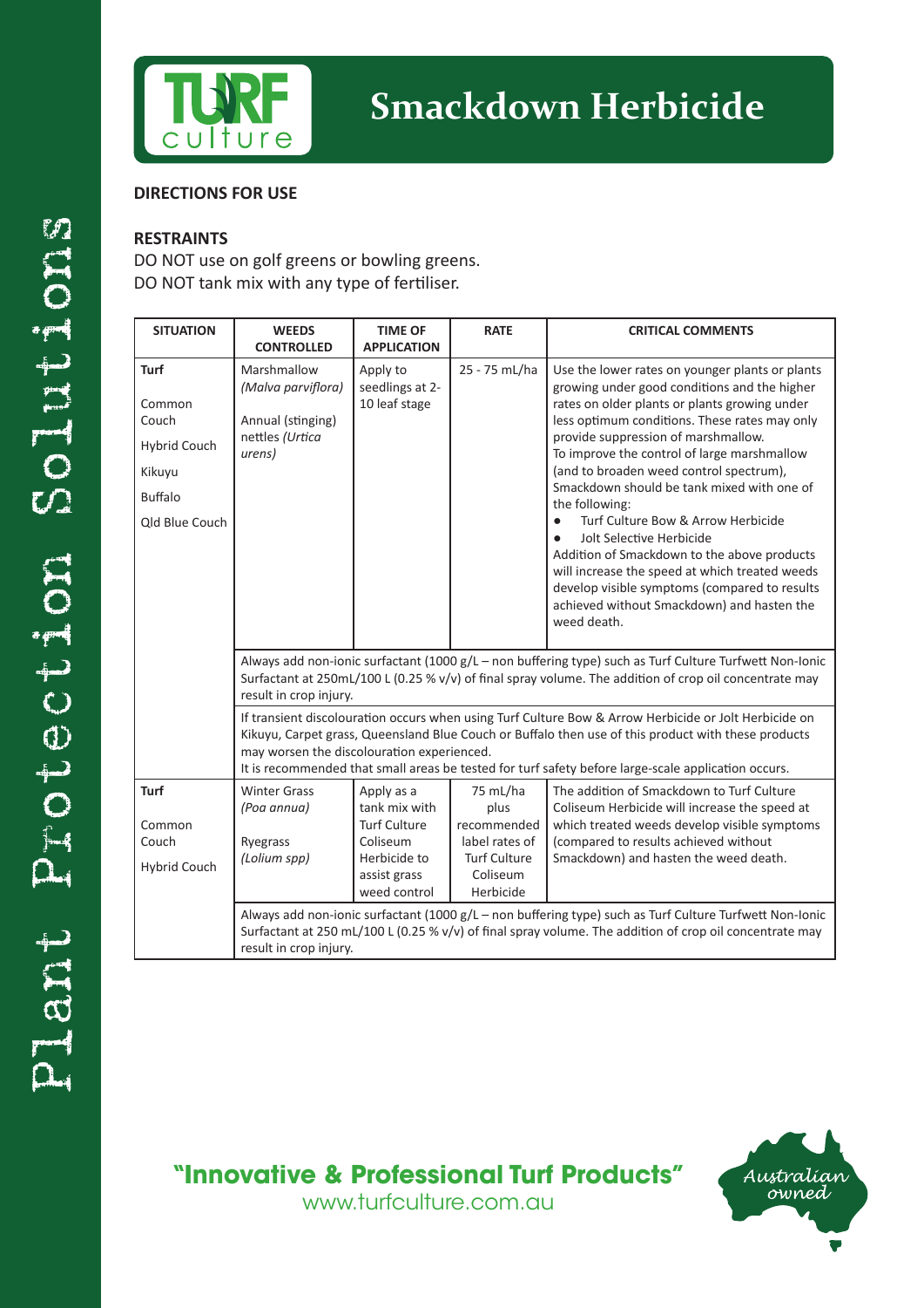# Smackdown Herbicide

## DIRECTIONS FOR USE

### RESTRAINTS

DO NOT use on golf greens or bowling greens.
DO NOT tank mix with any type of fertiliser.

| SITUATION | WEEDS CONTROLLED | TIME OF APPLICATION | RATE | CRITICAL COMMENTS |
|---|---|---|---|---|
| **Turf**<br>Common Couch<br>Hybrid Couch<br>Kikuyu<br>Buffalo<br>Qld Blue Couch | Marshmallow *(Malva parviflora)*<br><br>Annual (stinging) nettles *(Urtica urens)* | Apply to seedlings at 2-10 leaf stage | 25 - 75 mL/ha | Use the lower rates on younger plants or plants growing under good conditions and the higher rates on older plants or plants growing under less optimum conditions. These rates may only provide suppression of marshmallow.<br>To improve the control of large marshmallow (and to broaden weed control spectrum), Smackdown should be tank mixed with one of the following:<br>• Turf Culture Bow & Arrow Herbicide<br>• Jolt Selective Herbicide<br>Addition of Smackdown to the above products will increase the speed at which treated weeds develop visible symptoms (compared to results achieved without Smackdown) and hasten the weed death. |
| | Always add non-ionic surfactant (1000 g/L – non buffering type) such as Turf Culture Turfwett Non-Ionic Surfactant at 250mL/100 L (0.25 % v/v) of final spray volume. The addition of crop oil concentrate may result in crop injury. | | | |
| | If transient discolouration occurs when using Turf Culture Bow & Arrow Herbicide or Jolt Herbicide on Kikuyu, Carpet grass, Queensland Blue Couch or Buffalo then use of this product with these products may worsen the discolouration experienced.<br>It is recommended that small areas be tested for turf safety before large-scale application occurs. | | | |
| **Turf**<br>Common Couch<br>Hybrid Couch | Winter Grass *(Poa annua)*<br><br>Ryegrass *(Lolium spp)* | Apply as a tank mix with Turf Culture Coliseum Herbicide to assist grass weed control | 75 mL/ha plus recommended label rates of Turf Culture Coliseum Herbicide | The addition of Smackdown to Turf Culture Coliseum Herbicide will increase the speed at which treated weeds develop visible symptoms (compared to results achieved without Smackdown) and hasten the weed death. |
| | Always add non-ionic surfactant (1000 g/L – non buffering type) such as Turf Culture Turfwett Non-Ionic Surfactant at 250 mL/100 L (0.25 % v/v) of final spray volume. The addition of crop oil concentrate may result in crop injury. | | | |

**"Innovative & Professional Turf Products"**
www.turfculture.com.au

Australian owned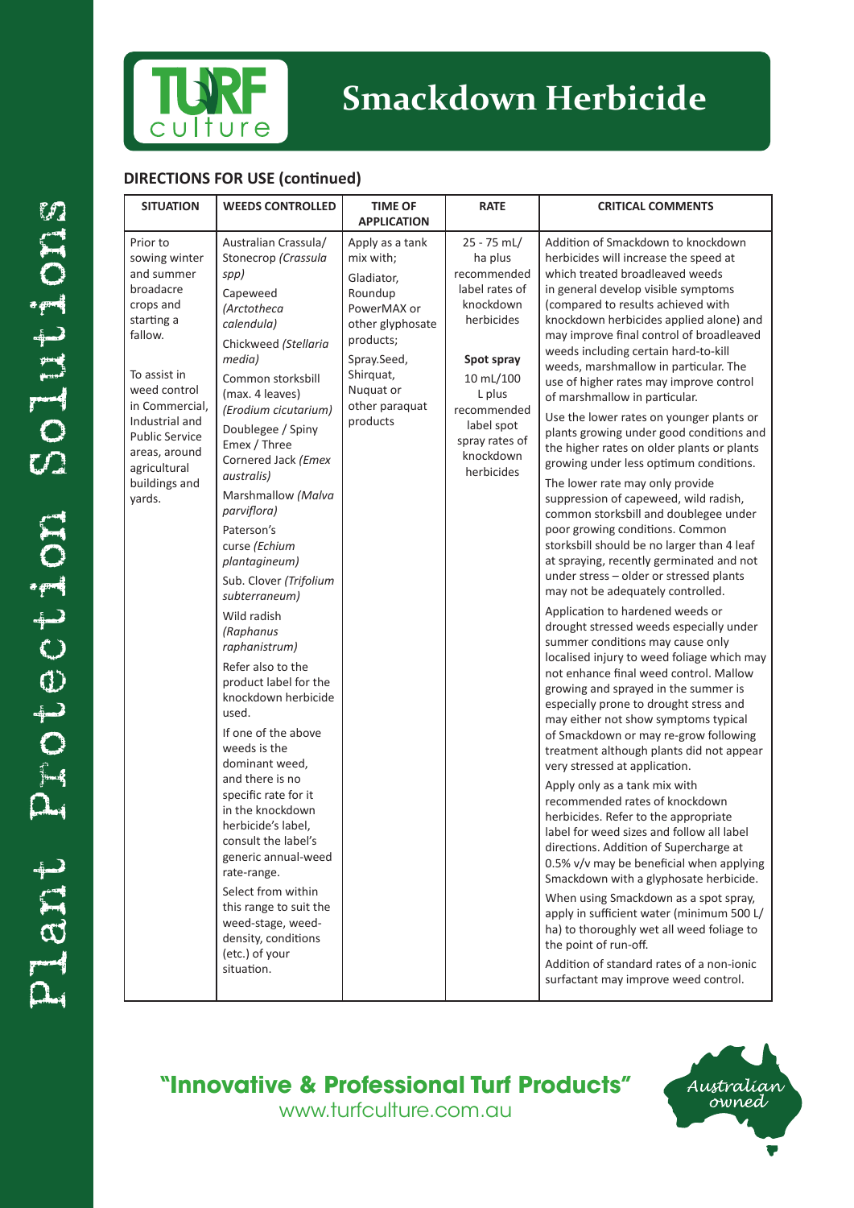# Smackdown Herbicide

## DIRECTIONS FOR USE (continued)

| SITUATION | WEEDS CONTROLLED | TIME OF APPLICATION | RATE | CRITICAL COMMENTS |
|---|---|---|---|---|
| Prior to sowing winter and summer broadacre crops and starting a fallow.<br><br>To assist in weed control in Commercial, Industrial and Public Service areas, around agricultural buildings and yards. | Australian Crassula/ Stonecrop *(Crassula spp)*<br>Capeweed *(Arctotheca calendula)*<br>Chickweed *(Stellaria media)*<br>Common storksbill (max. 4 leaves) *(Erodium cicutarium)*<br>Doublegee / Spiny Emex / Three Cornered Jack *(Emex australis)*<br>Marshmallow *(Malva parviflora)*<br>Paterson's curse *(Echium plantagineum)*<br>Sub. Clover *(Trifolium subterraneum)*<br>Wild radish *(Raphanus raphanistrum)*<br>Refer also to the product label for the knockdown herbicide used.<br>If one of the above weeds is the dominant weed, and there is no specific rate for it in the knockdown herbicide's label, consult the label's generic annual-weed rate-range.<br>Select from within this range to suit the weed-stage, weed-density, conditions (etc.) of your situation. | Apply as a tank mix with;<br>Gladiator, Roundup PowerMAX or other glyphosate products;<br>Spray.Seed, Shirquat, Nuquat or other paraquat products | 25 - 75 mL/ ha plus recommended label rates of knockdown herbicides<br><br>**Spot spray**<br>10 mL/100 L plus recommended label spot spray rates of knockdown herbicides | Addition of Smackdown to knockdown herbicides will increase the speed at which treated broadleaved weeds in general develop visible symptoms (compared to results achieved with knockdown herbicides applied alone) and may improve final control of broadleaved weeds including certain hard-to-kill weeds, marshmallow in particular. The use of higher rates may improve control of marshmallow in particular.<br>Use the lower rates on younger plants or plants growing under good conditions and the higher rates on older plants or plants growing under less optimum conditions.<br>The lower rate may only provide suppression of capeweed, wild radish, common storksbill and doublegee under poor growing conditions. Common storksbill should be no larger than 4 leaf at spraying, recently germinated and not under stress – older or stressed plants may not be adequately controlled.<br>Application to hardened weeds or drought stressed weeds especially under summer conditions may cause only localised injury to weed foliage which may not enhance final weed control. Mallow growing and sprayed in the summer is especially prone to drought stress and may either not show symptoms typical of Smackdown or may re-grow following treatment although plants did not appear very stressed at application.<br>Apply only as a tank mix with recommended rates of knockdown herbicides. Refer to the appropriate label for weed sizes and follow all label directions. Addition of Supercharge at 0.5% v/v may be beneficial when applying Smackdown with a glyphosate herbicide.<br>When using Smackdown as a spot spray, apply in sufficient water (minimum 500 L/ ha) to thoroughly wet all weed foliage to the point of run-off.<br>Addition of standard rates of a non-ionic surfactant may improve weed control. |

**"Innovative & Professional Turf Products"**
www.turfculture.com.au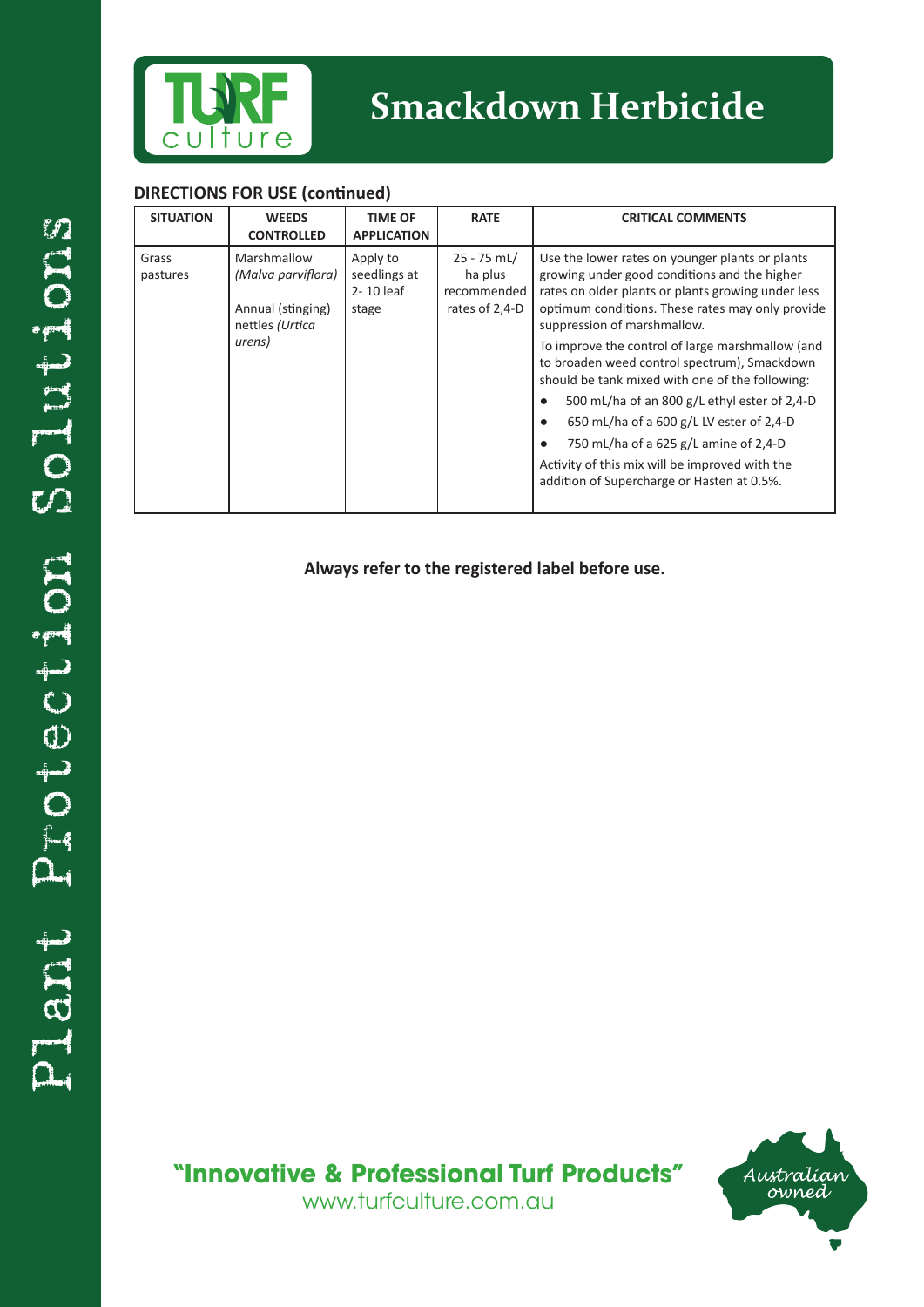# Smackdown Herbicide

**DIRECTIONS FOR USE (continued)**

| SITUATION | WEEDS CONTROLLED | TIME OF APPLICATION | RATE | CRITICAL COMMENTS |
|---|---|---|---|---|
| Grass pastures | Marshmallow *(Malva parviflora)*<br><br>Annual (stinging) nettles *(Urtica urens)* | Apply to seedlings at 2- 10 leaf stage | 25 - 75 mL/ ha plus recommended rates of 2,4-D | Use the lower rates on younger plants or plants growing under good conditions and the higher rates on older plants or plants growing under less optimum conditions. These rates may only provide suppression of marshmallow.<br><br>To improve the control of large marshmallow (and to broaden weed control spectrum), Smackdown should be tank mixed with one of the following:<br>● 500 mL/ha of an 800 g/L ethyl ester of 2,4-D<br>● 650 mL/ha of a 600 g/L LV ester of 2,4-D<br>● 750 mL/ha of a 625 g/L amine of 2,4-D<br><br>Activity of this mix will be improved with the addition of Supercharge or Hasten at 0.5%. |

**Always refer to the registered label before use.**

**"Innovative & Professional Turf Products"**
www.turfculture.com.au